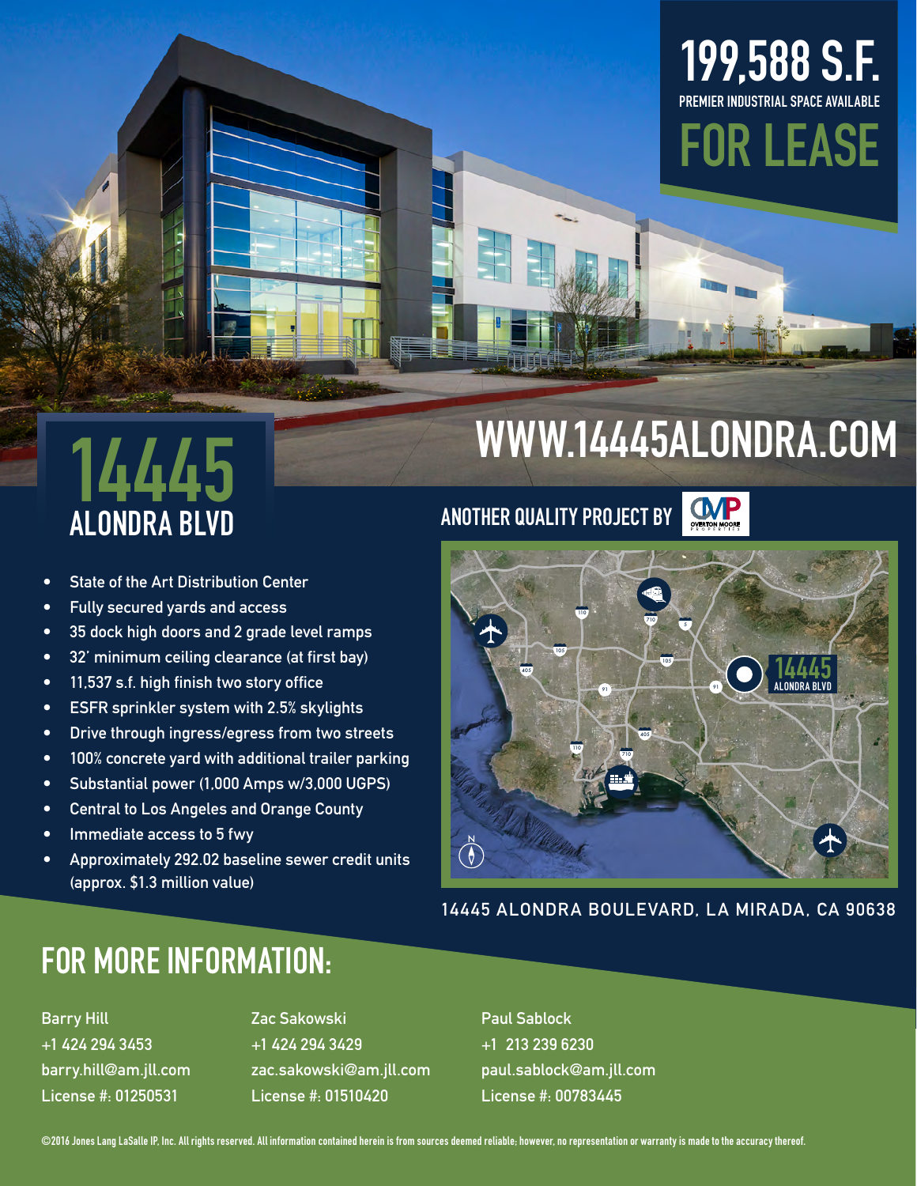# 199,588 S.F.

PREMIER INDUSTRIAL SPACE AVAILABLE

# FOR LEASE

# 14445 ALONDRA BLVD

## WWW.14445ALONDRA.COM

ANOTHER QUALITY PROJECT BY OVERTON MOORE PROPERTIES

- State of the Art Distribution Center
- Fully secured yards and access
- 35 dock high doors and 2 grade level ramps
- 32' minimum ceiling clearance (at first bay)
- 11,537 s.f. high finish two story office
- ESFR sprinkler system with 2.5% skylights
- Drive through ingress/egress from two streets
- 100% concrete yard with additional trailer parking
- Substantial power (1,000 Amps w/3,000 UGPS)
- Central to Los Angeles and Orange County
- Immediate access to 5 fwy
- Approximately 292.02 baseline sewer credit units (approx. $1.3 million value)

14445 ALONDRA BOULEVARD, LA MIRADA, CA 90638

## FOR MORE INFORMATION:

Barry Hill
+1 424 294 3453
barry.hill@am.jll.com
License #: 01250531

Zac Sakowski
+1 424 294 3429
zac.sakowski@am.jll.com
License #: 01510420

Paul Sablock
+1 213 239 6230
paul.sablock@am.jll.com
License #: 00783445

©2016 Jones Lang LaSalle IP, Inc. All rights reserved. All information contained herein is from sources deemed reliable; however, no representation or warranty is made to the accuracy thereof.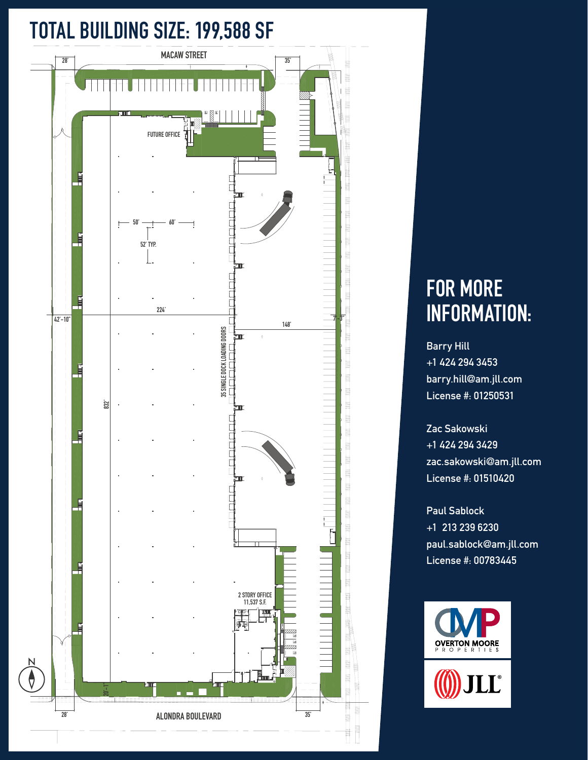# TOTAL BUILDING SIZE: 199,588 SF

MACAW STREET

28'

35'

FUTURE OFFICE

50'

60'

52' TYP.

224'

42'-10"

148'

7'-3"

35 SINGLE DOCK LOADING DOORS

832'

2 STORY OFFICE
11,537 S.F.

20'-1"

28'

35'

ALONDRA BOULEVARD

N

## FOR MORE INFORMATION:

Barry Hill
+1 424 294 3453
barry.hill@am.jll.com
License #: 01250531

Zac Sakowski
+1 424 294 3429
zac.sakowski@am.jll.com
License #: 01510420

Paul Sablock
+1 213 239 6230
paul.sablock@am.jll.com
License #: 00783445

OVERTON MOORE PROPERTIES

JLL